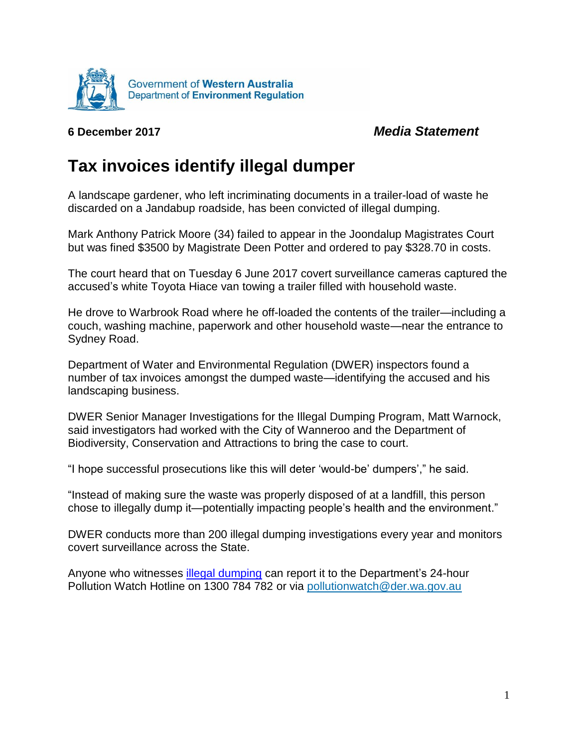Government of **Western Australia**
Department of **Environment Regulation**

**6 December 2017** ***Media Statement***

# Tax invoices identify illegal dumper

A landscape gardener, who left incriminating documents in a trailer-load of waste he discarded on a Jandabup roadside, has been convicted of illegal dumping.

Mark Anthony Patrick Moore (34) failed to appear in the Joondalup Magistrates Court but was fined $3500 by Magistrate Deen Potter and ordered to pay $328.70 in costs.

The court heard that on Tuesday 6 June 2017 covert surveillance cameras captured the accused's white Toyota Hiace van towing a trailer filled with household waste.

He drove to Warbrook Road where he off-loaded the contents of the trailer—including a couch, washing machine, paperwork and other household waste—near the entrance to Sydney Road.

Department of Water and Environmental Regulation (DWER) inspectors found a number of tax invoices amongst the dumped waste—identifying the accused and his landscaping business.

DWER Senior Manager Investigations for the Illegal Dumping Program, Matt Warnock, said investigators had worked with the City of Wanneroo and the Department of Biodiversity, Conservation and Attractions to bring the case to court.

"I hope successful prosecutions like this will deter 'would-be' dumpers'," he said.

"Instead of making sure the waste was properly disposed of at a landfill, this person chose to illegally dump it—potentially impacting people's health and the environment."

DWER conducts more than 200 illegal dumping investigations every year and monitors covert surveillance across the State.

Anyone who witnesses illegal dumping can report it to the Department's 24-hour Pollution Watch Hotline on 1300 784 782 or via pollutionwatch@der.wa.gov.au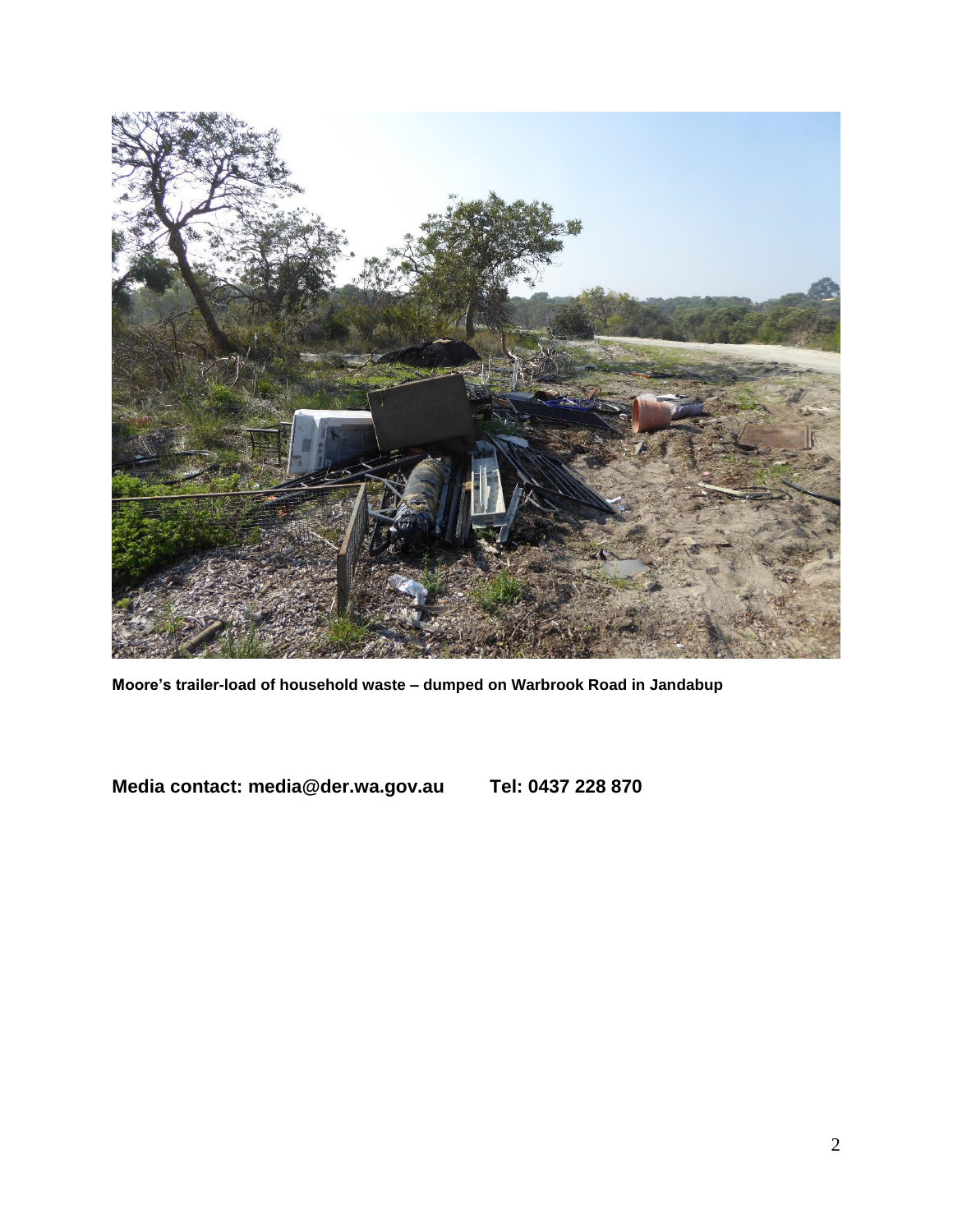**Moore's trailer-load of household waste – dumped on Warbrook Road in Jandabup**

**Media contact: media@der.wa.gov.au  Tel: 0437 228 870**